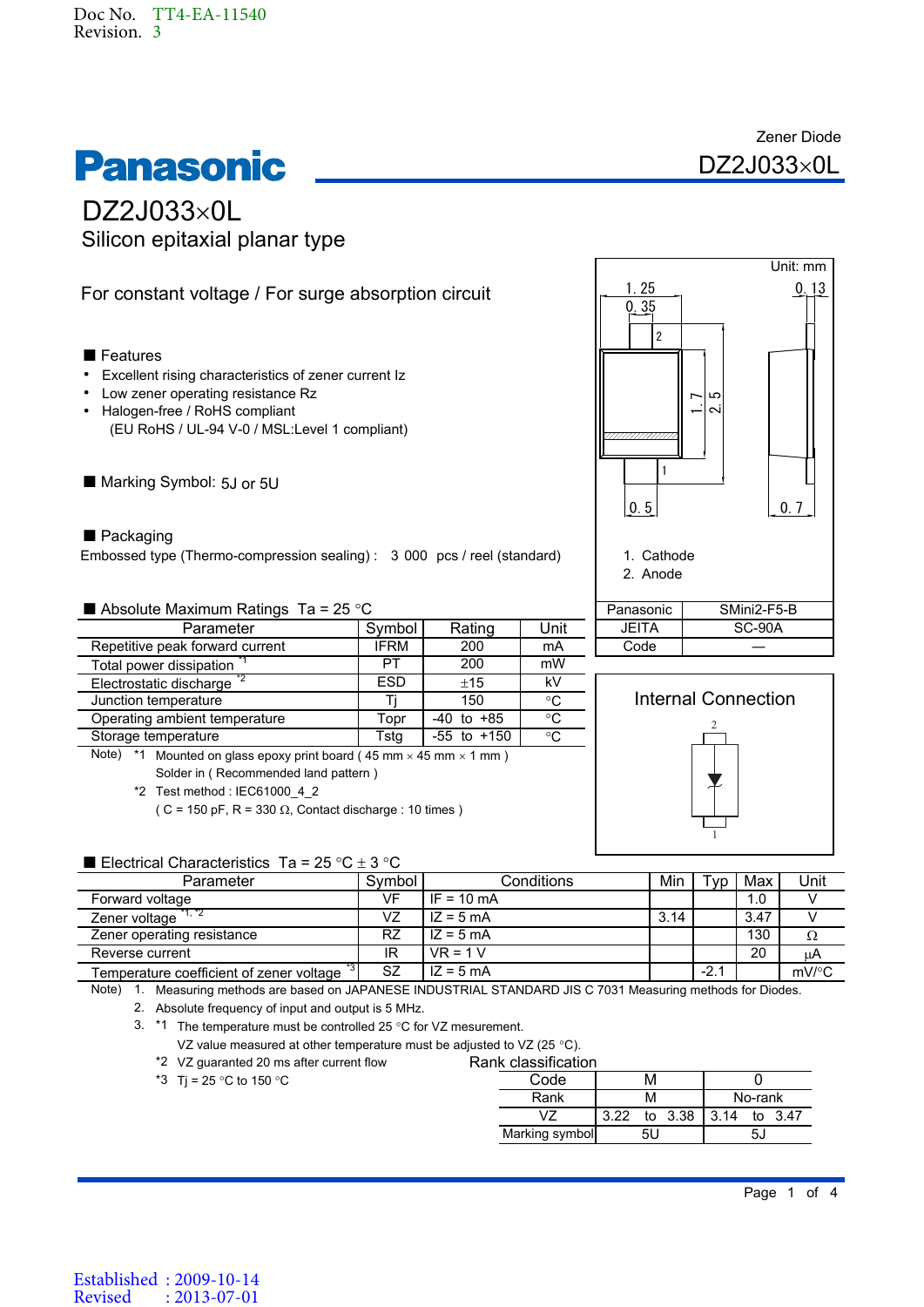Doc No. TT4-EA-11540
Revision. 3

Zener Diode
DZ2J033×0L

# Panasonic

## DZ2J033×0L

### Silicon epitaxial planar type

For constant voltage / For surge absorption circuit

■ Features

- Excellent rising characteristics of zener current Iz
- Low zener operating resistance Rz
- Halogen-free / RoHS compliant
  (EU RoHS / UL-94 V-0 / MSL:Level 1 compliant)

■ Marking Symbol: 5J or 5U

■ Packaging

Embossed type (Thermo-compression sealing) : 3 000 pcs / reel (standard)

Unit: mm

1. Cathode
2. Anode

| Panasonic | SMini2-F5-B |
|---|---|
| JEITA | SC-90A |
| Code | — |

Internal Connection

■ Absolute Maximum Ratings Ta = 25 °C

| Parameter | Symbol | Rating | Unit |
|---|---|---|---|
| Repetitive peak forward current | IFRM | 200 | mA |
| Total power dissipation *1 | PT | 200 | mW |
| Electrostatic discharge *2 | ESD | ±15 | kV |
| Junction temperature | Tj | 150 | °C |
| Operating ambient temperature | Topr | -40 to +85 | °C |
| Storage temperature | Tstg | -55 to +150 | °C |

Note) *1 Mounted on glass epoxy print board ( 45 mm × 45 mm × 1 mm )
Solder in ( Recommended land pattern )
*2 Test method : IEC61000_4_2
( C = 150 pF, R = 330 Ω, Contact discharge : 10 times )

■ Electrical Characteristics Ta = 25 °C ± 3 °C

| Parameter | Symbol | Conditions | Min | Typ | Max | Unit |
|---|---|---|---|---|---|---|
| Forward voltage | VF | IF = 10 mA | | | 1.0 | V |
| Zener voltage *1, *2 | VZ | IZ = 5 mA | 3.14 | | 3.47 | V |
| Zener operating resistance | RZ | IZ = 5 mA | | | 130 | Ω |
| Reverse current | IR | VR = 1 V | | | 20 | μA |
| Temperature coefficient of zener voltage *3 | SZ | IZ = 5 mA | | -2.1 | | mV/°C |

Note) 1. Measuring methods are based on JAPANESE INDUSTRIAL STANDARD JIS C 7031 Measuring methods for Diodes.
2. Absolute frequency of input and output is 5 MHz.
3. *1 The temperature must be controlled 25 °C for VZ mesurement.
VZ value measured at other temperature must be adjusted to VZ (25 °C).
*2 VZ guaranted 20 ms after current flow
*3 Tj = 25 °C to 150 °C

Rank classification

| Code | M | 0 |
|---|---|---|
| Rank | M | No-rank |
| VZ | 3.22 to 3.38 | 3.14 to 3.47 |
| Marking symbol | 5U | 5J |

Established : 2009-10-14
Revised : 2013-07-01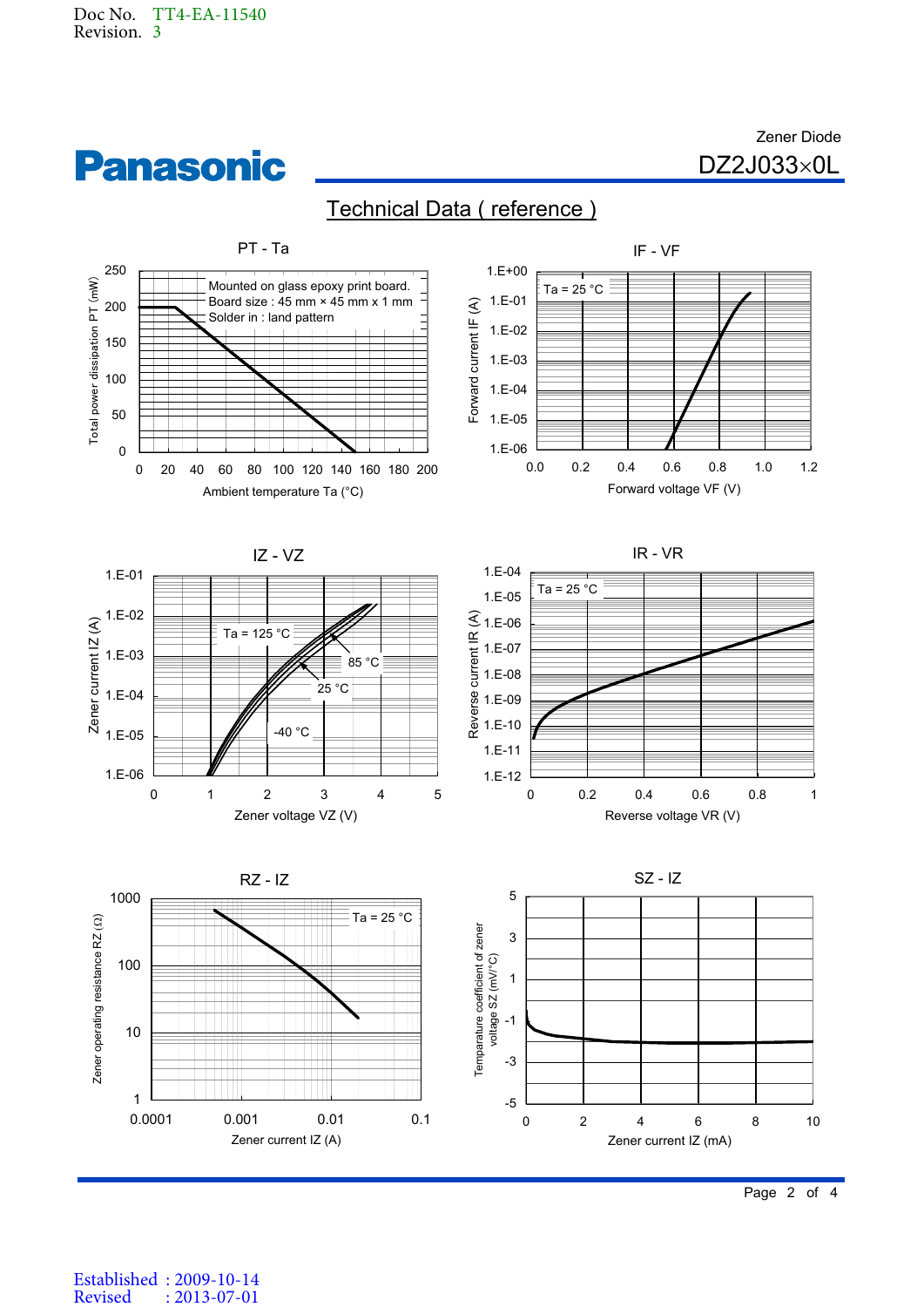Doc No. TT4-EA-11540
Revision. 3

Panasonic

Zener Diode
DZ2J033×0L

## Technical Data ( reference )

PT - Ta

Mounted on glass epoxy print board.
Board size : 45 mm × 45 mm x 1 mm
Solder in : land pattern

Total power dissipation PT (mW)
Ambient temperature Ta (°C)

IF - VF

Ta = 25 °C

Forward current IF (A)
Forward voltage VF (V)

IZ - VZ

Ta = 125 °C
85 °C
25 °C
-40 °C

Zener current IZ (A)
Zener voltage VZ (V)

IR - VR

Ta = 25 °C

Reverse current IR (A)
Reverse voltage VR (V)

RZ - IZ

Ta = 25 °C

Zener operating resistance RZ (Ω)
Zener current IZ (A)

SZ - IZ

Temparature coefficient of zener voltage SZ (mV/°C)
Zener current IZ (mA)

Established : 2009-10-14
Revised : 2013-07-01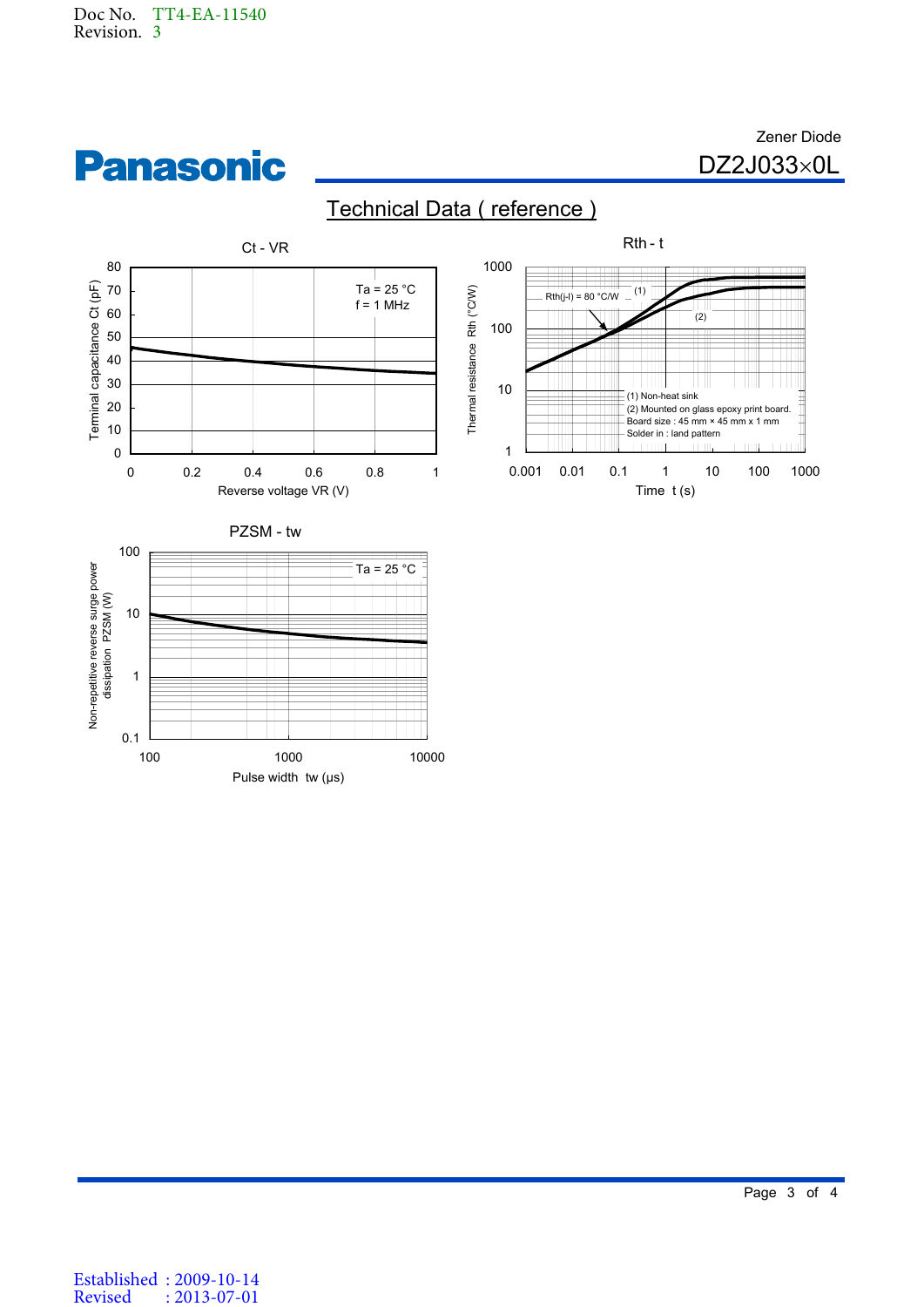Doc No. TT4-EA-11540
Revision. 3

Zener Diode

# DZ2J033×0L

## Technical Data ( reference )

### Ct - VR

Ta = 25 °C
f = 1 MHz

Terminal capacitance Ct (pF)

Reverse voltage VR (V)

### Rth - t

Rth(j-l) = 80 °C/W

(1) Non-heat sink
(2) Mounted on glass epoxy print board.
Board size : 45 mm × 45 mm x 1 mm
Solder in : land pattern

Thermal resistance Rth (°C/W)

Time t (s)

### PZSM - tw

Ta = 25 °C

Non-repetitive reverse surge power dissipation PZSM (W)

Pulse width tw (μs)

Established : 2009-10-14
Revised : 2013-07-01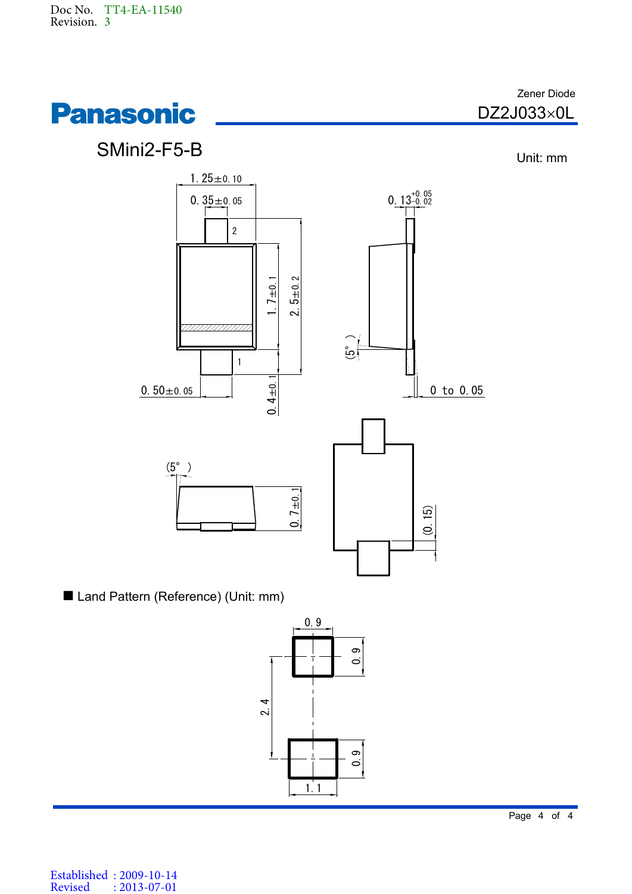Doc No. TT4-EA-11540
Revision. 3

# Panasonic

Zener Diode
DZ2J033×0L

## SMini2-F5-B

Unit: mm

1. 25±0. 10
0. 35±0. 05
0. 13 +0. 05 −0. 02
2
1. 7±0. 1
2. 5±0. 2
(5°)
1
0. 50±0. 05
0. 4±0. 1
0 to 0. 05
(5°)
0. 7±0. 1
(0. 15)

■ Land Pattern (Reference) (Unit: mm)

0. 9
0. 9
2. 4
0. 9
1. 1

Established : 2009-10-14
Revised : 2013-07-01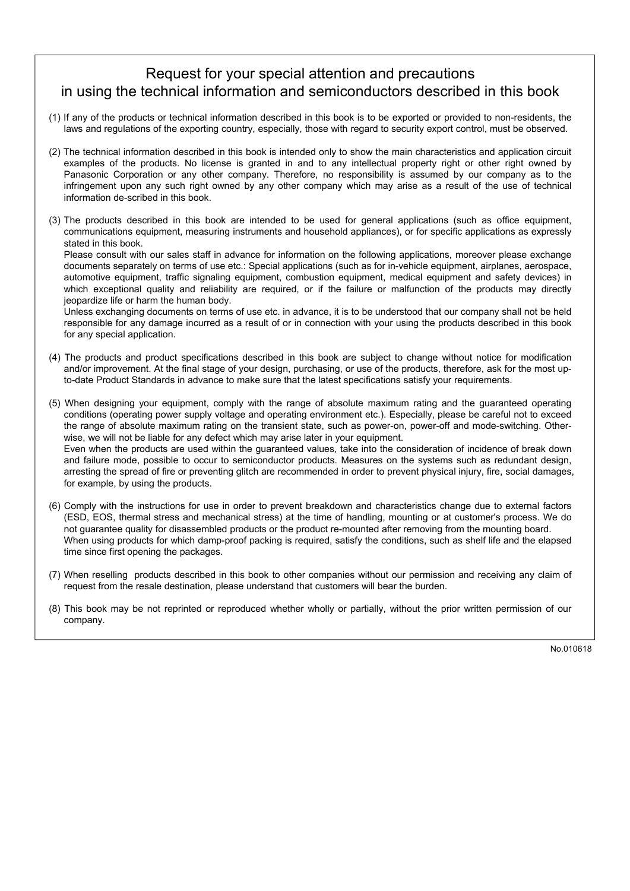# Request for your special attention and precautions in using the technical information and semiconductors described in this book

(1) If any of the products or technical information described in this book is to be exported or provided to non-residents, the laws and regulations of the exporting country, especially, those with regard to security export control, must be observed.

(2) The technical information described in this book is intended only to show the main characteristics and application circuit examples of the products. No license is granted in and to any intellectual property right or other right owned by Panasonic Corporation or any other company. Therefore, no responsibility is assumed by our company as to the infringement upon any such right owned by any other company which may arise as a result of the use of technical information de-scribed in this book.

(3) The products described in this book are intended to be used for general applications (such as office equipment, communications equipment, measuring instruments and household appliances), or for specific applications as expressly stated in this book.
Please consult with our sales staff in advance for information on the following applications, moreover please exchange documents separately on terms of use etc.: Special applications (such as for in-vehicle equipment, airplanes, aerospace, automotive equipment, traffic signaling equipment, combustion equipment, medical equipment and safety devices) in which exceptional quality and reliability are required, or if the failure or malfunction of the products may directly jeopardize life or harm the human body.
Unless exchanging documents on terms of use etc. in advance, it is to be understood that our company shall not be held responsible for any damage incurred as a result of or in connection with your using the products described in this book for any special application.

(4) The products and product specifications described in this book are subject to change without notice for modification and/or improvement. At the final stage of your design, purchasing, or use of the products, therefore, ask for the most up-to-date Product Standards in advance to make sure that the latest specifications satisfy your requirements.

(5) When designing your equipment, comply with the range of absolute maximum rating and the guaranteed operating conditions (operating power supply voltage and operating environment etc.). Especially, please be careful not to exceed the range of absolute maximum rating on the transient state, such as power-on, power-off and mode-switching. Otherwise, we will not be liable for any defect which may arise later in your equipment.
Even when the products are used within the guaranteed values, take into the consideration of incidence of break down and failure mode, possible to occur to semiconductor products. Measures on the systems such as redundant design, arresting the spread of fire or preventing glitch are recommended in order to prevent physical injury, fire, social damages, for example, by using the products.

(6) Comply with the instructions for use in order to prevent breakdown and characteristics change due to external factors (ESD, EOS, thermal stress and mechanical stress) at the time of handling, mounting or at customer's process. We do not guarantee quality for disassembled products or the product re-mounted after removing from the mounting board.
When using products for which damp-proof packing is required, satisfy the conditions, such as shelf life and the elapsed time since first opening the packages.

(7) When reselling products described in this book to other companies without our permission and receiving any claim of request from the resale destination, please understand that customers will bear the burden.

(8) This book may be not reprinted or reproduced whether wholly or partially, without the prior written permission of our company.

No.010618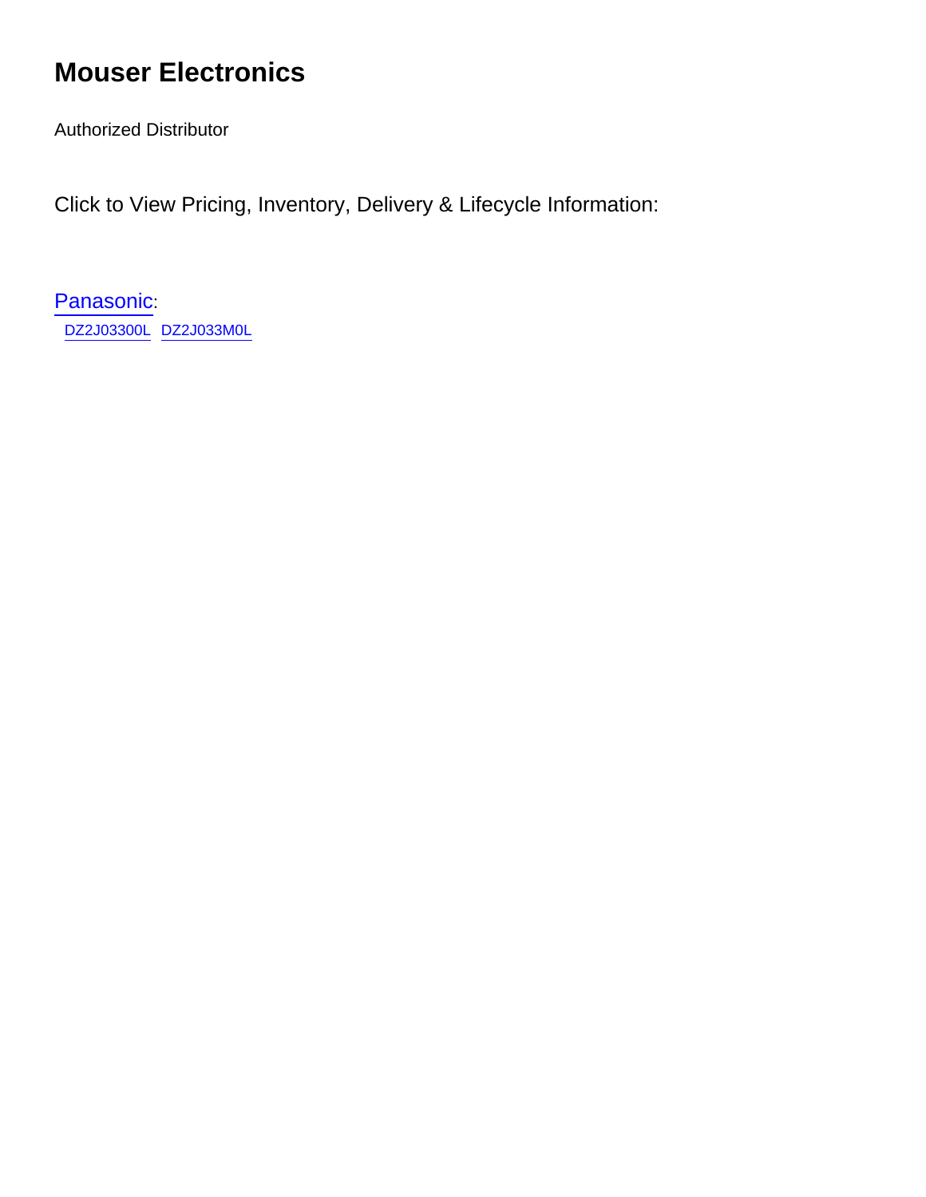# Mouser Electronics

Authorized Distributor

Click to View Pricing, Inventory, Delivery & Lifecycle Information:

Panasonic:

DZ2J03300L DZ2J033M0L